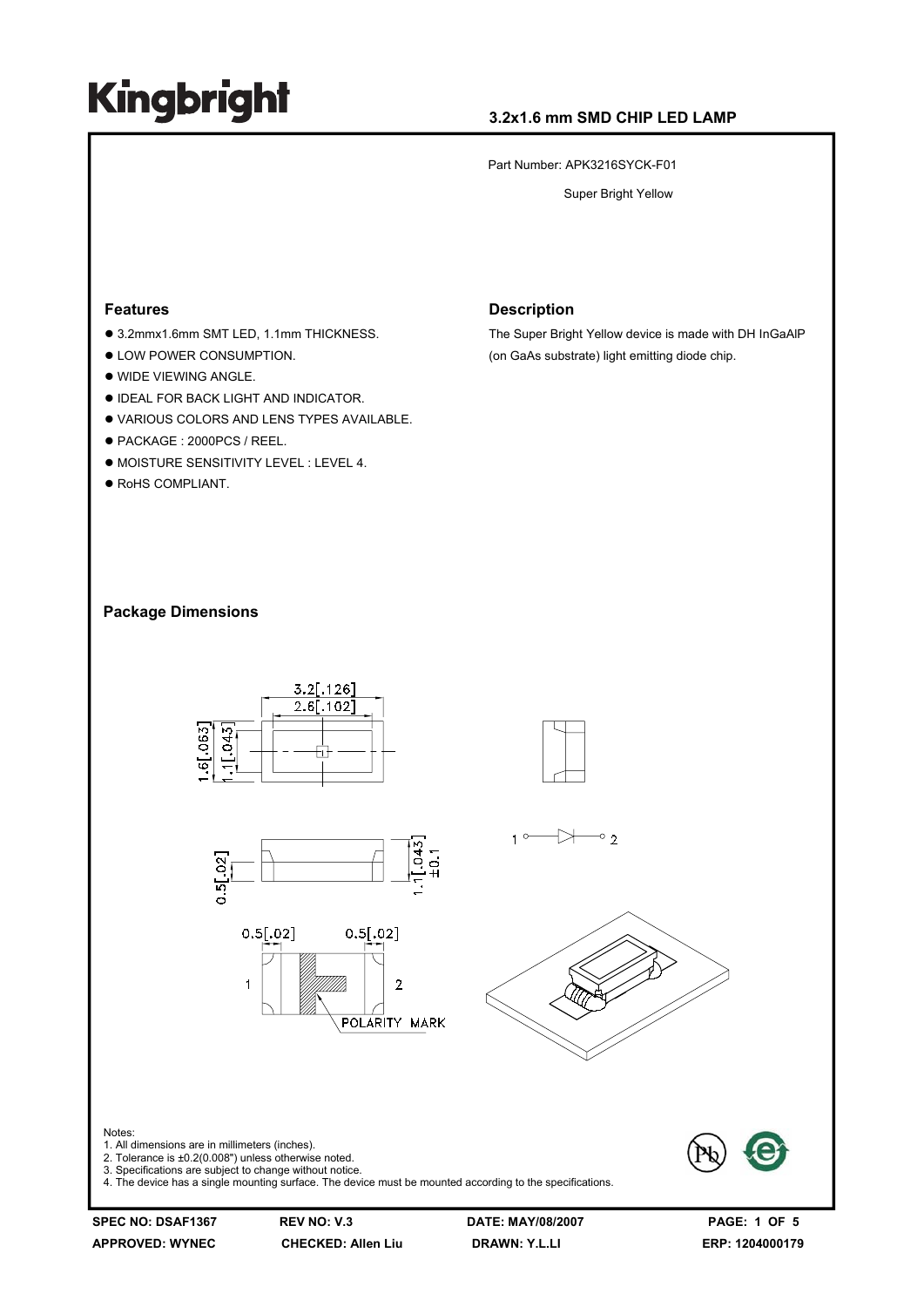# Kingbright

**3.2x1.6 mm SMD CHIP LED LAMP**

Part Number: APK3216SYCK-F01

Super Bright Yellow

## Features

- 3.2mmx1.6mm SMT LED, 1.1mm THICKNESS.
- LOW POWER CONSUMPTION.
- WIDE VIEWING ANGLE.
- IDEAL FOR BACK LIGHT AND INDICATOR.
- VARIOUS COLORS AND LENS TYPES AVAILABLE.
- PACKAGE : 2000PCS / REEL.
- MOISTURE SENSITIVITY LEVEL : LEVEL 4.
- RoHS COMPLIANT.

## Description

The Super Bright Yellow device is made with DH InGaAlP (on GaAs substrate) light emitting diode chip.

## Package Dimensions

Notes:
1. All dimensions are in millimeters (inches).
2. Tolerance is ±0.2(0.008") unless otherwise noted.
3. Specifications are subject to change without notice.
4. The device has a single mounting surface. The device must be mounted according to the specifications.

**SPEC NO: DSAF1367** **REV NO: V.3** **DATE: MAY/08/2007**
**APPROVED: WYNEC** **CHECKED: Allen Liu** **DRAWN: Y.L.LI** **ERP: 1204000179**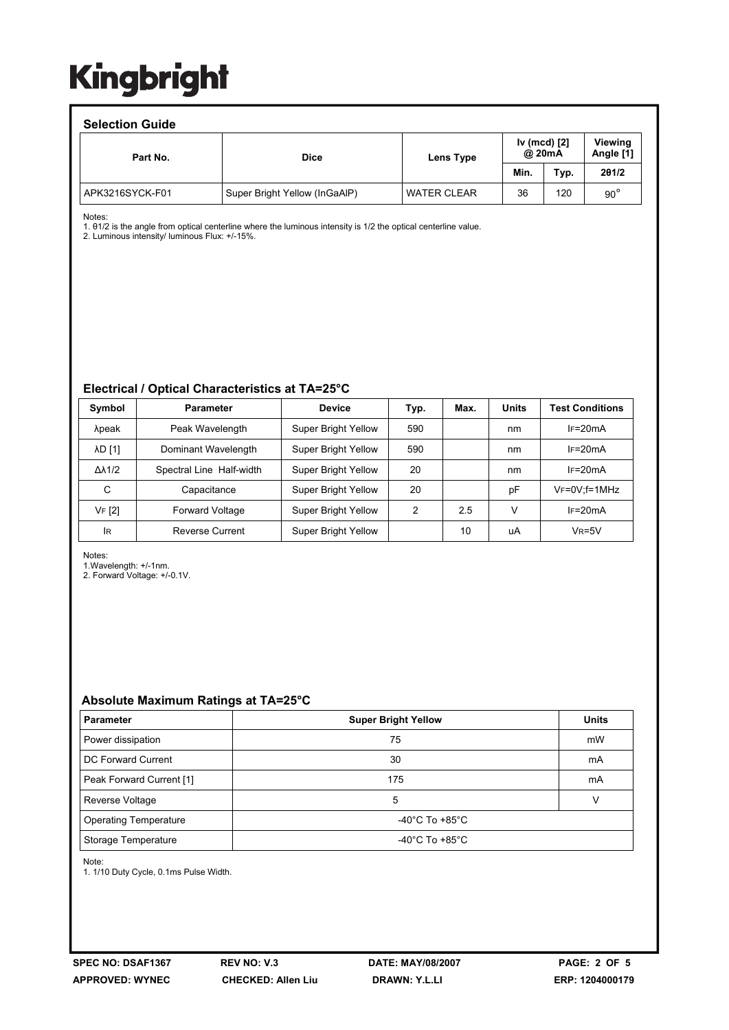Kingbright

### Selection Guide

| Part No. | Dice | Lens Type | Iv (mcd) [2] @ 20mA | | Viewing Angle [1] |
|---|---|---|---|---|---|
| | | | Min. | Typ. | 2θ1/2 |
| APK3216SYCK-F01 | Super Bright Yellow (InGaAlP) | WATER CLEAR | 36 | 120 | 90° |

Notes:
1. θ1/2 is the angle from optical centerline where the luminous intensity is 1/2 the optical centerline value.
2. Luminous intensity/ luminous Flux: +/-15%.

### Electrical / Optical Characteristics at TA=25°C

| Symbol | Parameter | Device | Typ. | Max. | Units | Test Conditions |
|---|---|---|---|---|---|---|
| λpeak | Peak Wavelength | Super Bright Yellow | 590 | | nm | $I_F$=20mA |
| λD [1] | Dominant Wavelength | Super Bright Yellow | 590 | | nm | $I_F$=20mA |
| Δλ1/2 | Spectral Line Half-width | Super Bright Yellow | 20 | | nm | $I_F$=20mA |
| C | Capacitance | Super Bright Yellow | 20 | | pF | $V_F$=0V;f=1MHz |
| $V_F$ [2] | Forward Voltage | Super Bright Yellow | 2 | 2.5 | V | $I_F$=20mA |
| $I_R$ | Reverse Current | Super Bright Yellow | | 10 | uA | $V_R$=5V |

Notes:
1.Wavelength: +/-1nm.
2. Forward Voltage: +/-0.1V.

### Absolute Maximum Ratings at TA=25°C

| Parameter | Super Bright Yellow | Units |
|---|---|---|
| Power dissipation | 75 | mW |
| DC Forward Current | 30 | mA |
| Peak Forward Current [1] | 175 | mA |
| Reverse Voltage | 5 | V |
| Operating Temperature | -40°C To +85°C | |
| Storage Temperature | -40°C To +85°C | |

Note:
1. 1/10 Duty Cycle, 0.1ms Pulse Width.

SPEC NO: DSAF1367 REV NO: V.3 DATE: MAY/08/2007
APPROVED: WYNEC CHECKED: Allen Liu DRAWN: Y.L.LI ERP: 1204000179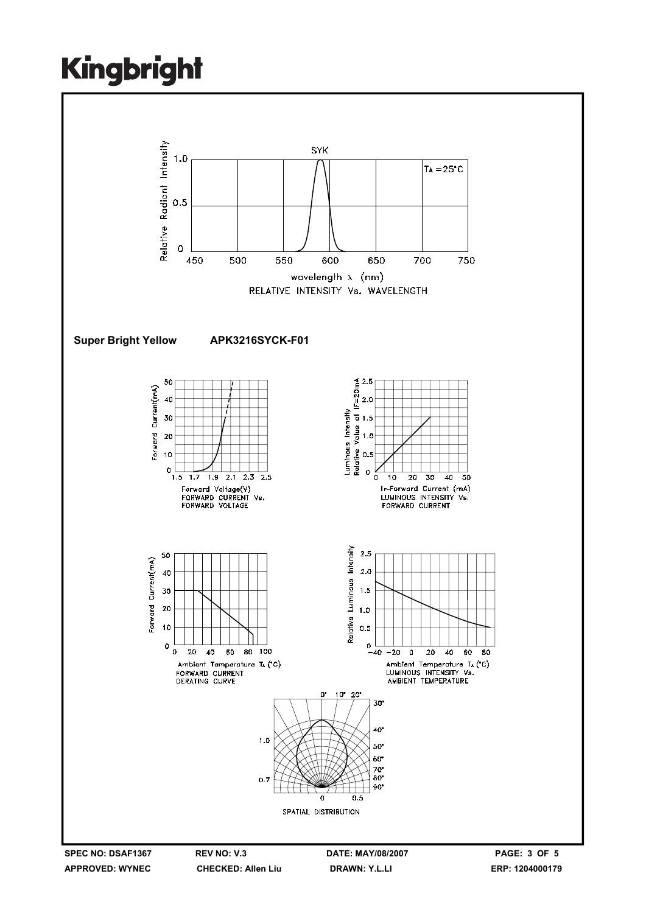RELATIVE INTENSITY Vs. WAVELENGTH

**Super Bright Yellow APK3216SYCK-F01**

FORWARD CURRENT Vs. FORWARD VOLTAGE

LUMINOUS INTENSITY Vs. FORWARD CURRENT

FORWARD CURRENT DERATING CURVE

LUMINOUS INTENSITY Vs. AMBIENT TEMPERATURE

SPATIAL DISTRIBUTION

| SPEC NO: DSAF1367 | REV NO: V.3 | DATE: MAY/08/2007 | PAGE: 3 OF 5 |
|---|---|---|---|
| APPROVED: WYNEC | CHECKED: Allen Liu | DRAWN: Y.L.LI | ERP: 1204000179 |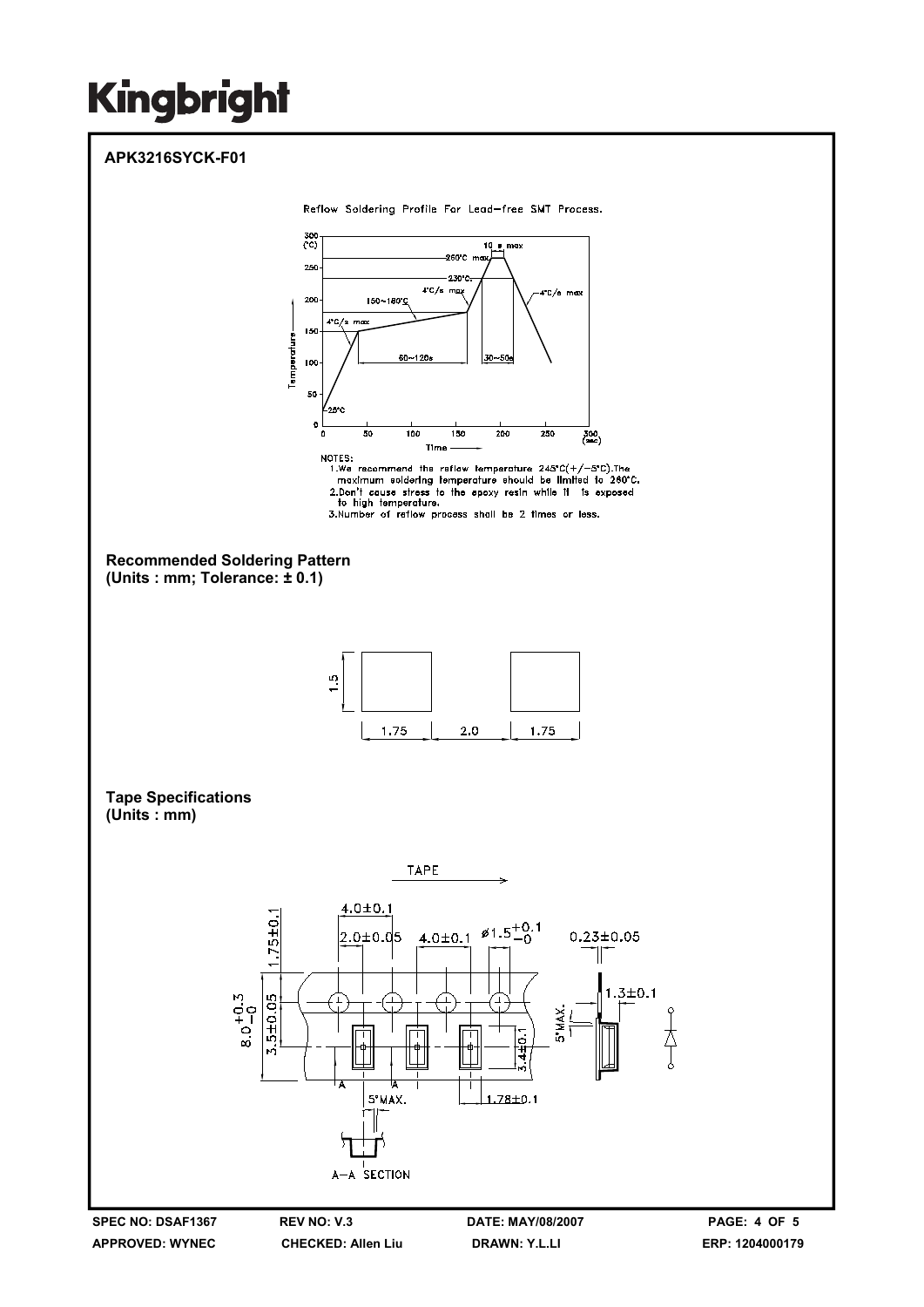**APK3216SYCK-F01**

Reflow Soldering Profile For Lead-free SMT Process.

NOTES:
1. We recommend the reflow temperature 245°C(+/-5°C).The maximum soldering temperature should be limited to 260°C.
2. Don't cause stress to the epoxy resin while it is exposed to high temperature.
3. Number of reflow process shall be 2 times or less.

**Recommended Soldering Pattern**
**(Units : mm; Tolerance: ± 0.1)**

**Tape Specifications**
**(Units : mm)**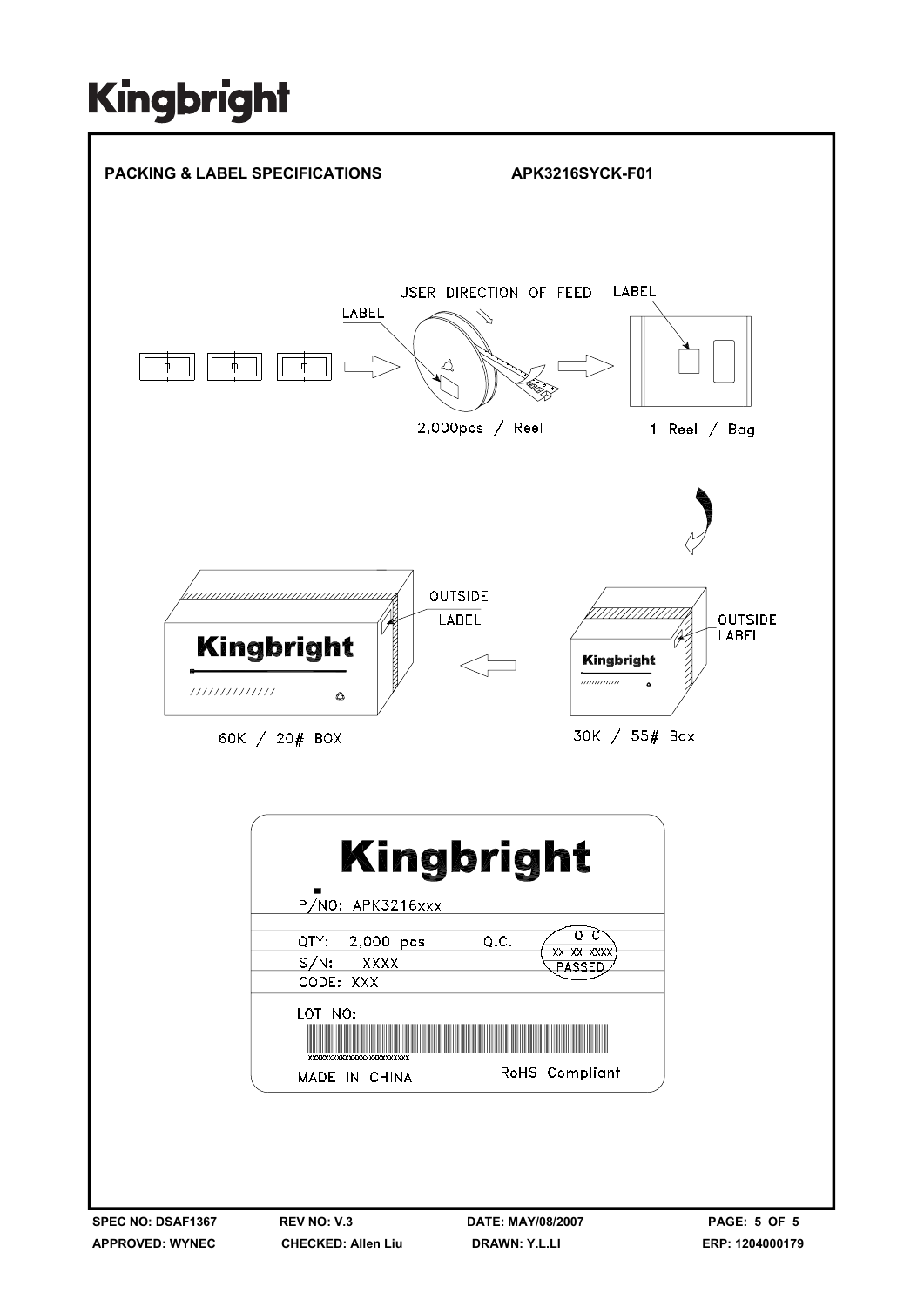# Kingbright

**PACKING & LABEL SPECIFICATIONS** **APK3216SYCK-F01**

USER DIRECTION OF FEED

LABEL

LABEL

2,000pcs / Reel

1 Reel / Bag

OUTSIDE LABEL

OUTSIDE LABEL

Kingbright

Kingbright

60K / 20# BOX

30K / 55# Box

Kingbright

P/NO: APK3216xxx

QTY: 2,000 pcs

Q.C.

Q C
XX XX XXXX
PASSED

S/N: XXXX

CODE: XXX

LOT NO:

MADE IN CHINA

RoHS Compliant

SPEC NO: DSAF1367 REV NO: V.3 DATE: MAY/08/2007
APPROVED: WYNEC CHECKED: Allen Liu DRAWN: Y.L.LI ERP: 1204000179